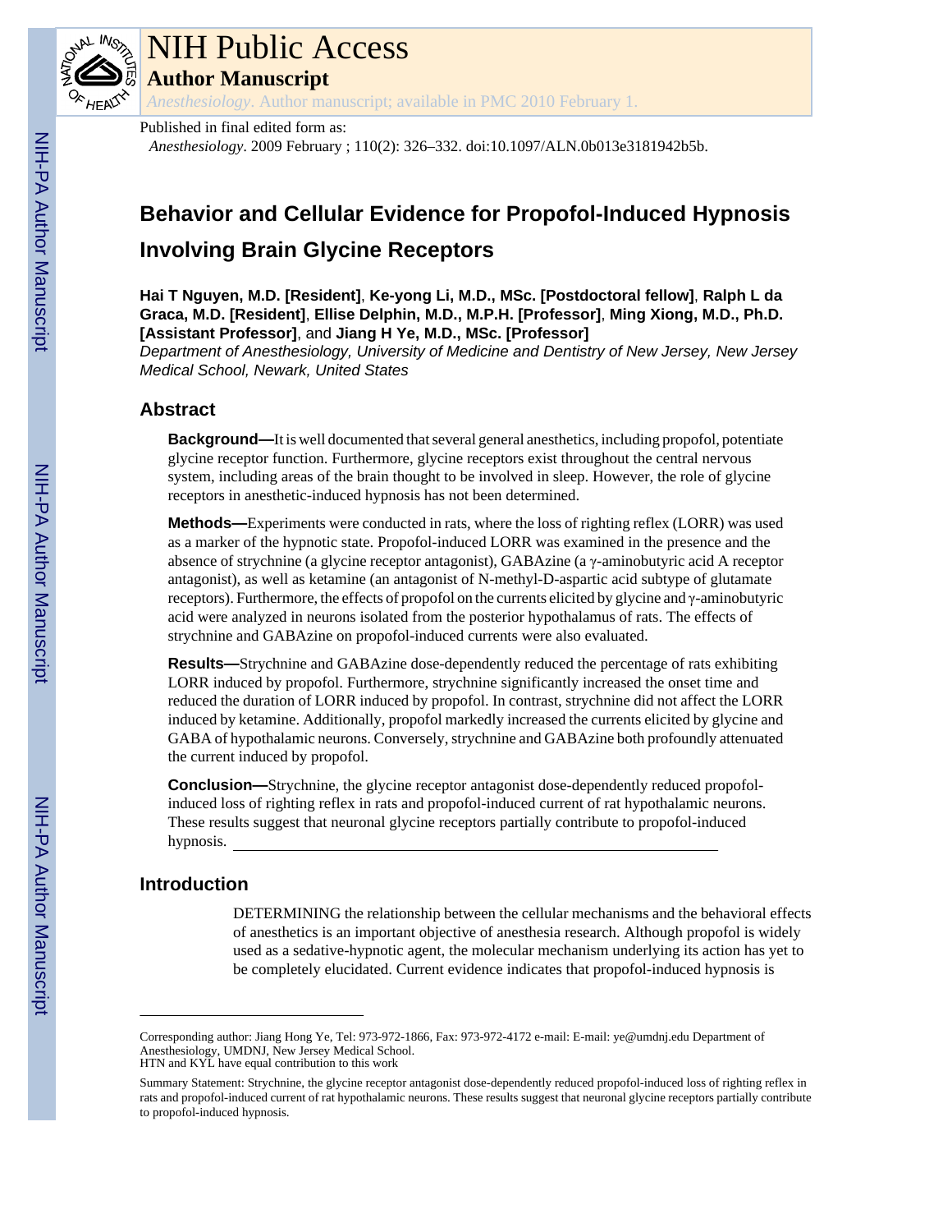# NIH Public Access

## Author Manuscript

*Anesthesiology*. Author manuscript; available in PMC 2010 February 1.

Published in final edited form as:

*Anesthesiology*. 2009 February ; 110(2): 326–332. doi:10.1097/ALN.0b013e3181942b5b.

# Behavior and Cellular Evidence for Propofol-Induced Hypnosis Involving Brain Glycine Receptors

**Hai T Nguyen, M.D. [Resident]**, **Ke-yong Li, M.D., MSc. [Postdoctoral fellow]**, **Ralph L da Graca, M.D. [Resident]**, **Ellise Delphin, M.D., M.P.H. [Professor]**, **Ming Xiong, M.D., Ph.D. [Assistant Professor]**, and **Jiang H Ye, M.D., MSc. [Professor]**

*Department of Anesthesiology, University of Medicine and Dentistry of New Jersey, New Jersey Medical School, Newark, United States*

## Abstract

**Background—**It is well documented that several general anesthetics, including propofol, potentiate glycine receptor function. Furthermore, glycine receptors exist throughout the central nervous system, including areas of the brain thought to be involved in sleep. However, the role of glycine receptors in anesthetic-induced hypnosis has not been determined.

**Methods—**Experiments were conducted in rats, where the loss of righting reflex (LORR) was used as a marker of the hypnotic state. Propofol-induced LORR was examined in the presence and the absence of strychnine (a glycine receptor antagonist), GABAzine (a γ-aminobutyric acid A receptor antagonist), as well as ketamine (an antagonist of N-methyl-D-aspartic acid subtype of glutamate receptors). Furthermore, the effects of propofol on the currents elicited by glycine and γ-aminobutyric acid were analyzed in neurons isolated from the posterior hypothalamus of rats. The effects of strychnine and GABAzine on propofol-induced currents were also evaluated.

**Results—**Strychnine and GABAzine dose-dependently reduced the percentage of rats exhibiting LORR induced by propofol. Furthermore, strychnine significantly increased the onset time and reduced the duration of LORR induced by propofol. In contrast, strychnine did not affect the LORR induced by ketamine. Additionally, propofol markedly increased the currents elicited by glycine and GABA of hypothalamic neurons. Conversely, strychnine and GABAzine both profoundly attenuated the current induced by propofol.

**Conclusion—**Strychnine, the glycine receptor antagonist dose-dependently reduced propofol-induced loss of righting reflex in rats and propofol-induced current of rat hypothalamic neurons. These results suggest that neuronal glycine receptors partially contribute to propofol-induced hypnosis.

## Introduction

DETERMINING the relationship between the cellular mechanisms and the behavioral effects of anesthetics is an important objective of anesthesia research. Although propofol is widely used as a sedative-hypnotic agent, the molecular mechanism underlying its action has yet to be completely elucidated. Current evidence indicates that propofol-induced hypnosis is

---

Corresponding author: Jiang Hong Ye, Tel: 973-972-1866, Fax: 973-972-4172 e-mail: E-mail: ye@umdnj.edu Department of Anesthesiology, UMDNJ, New Jersey Medical School.

HTN and KYL have equal contribution to this work

Summary Statement: Strychnine, the glycine receptor antagonist dose-dependently reduced propofol-induced loss of righting reflex in rats and propofol-induced current of rat hypothalamic neurons. These results suggest that neuronal glycine receptors partially contribute to propofol-induced hypnosis.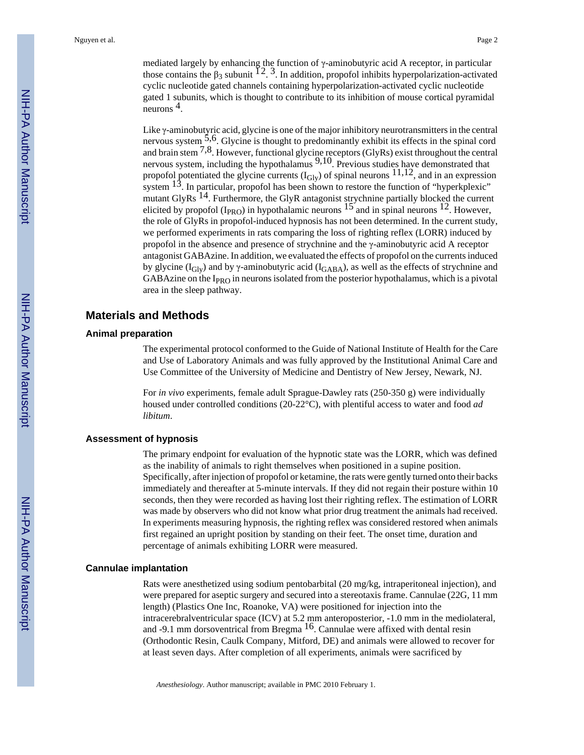mediated largely by enhancing the function of γ-aminobutyric acid A receptor, in particular those contains the $\beta_3$ subunit [1 2. 3]. In addition, propofol inhibits hyperpolarization-activated cyclic nucleotide gated channels containing hyperpolarization-activated cyclic nucleotide gated 1 subunits, which is thought to contribute to its inhibition of mouse cortical pyramidal neurons [4].

Like γ-aminobutyric acid, glycine is one of the major inhibitory neurotransmitters in the central nervous system [5,6]. Glycine is thought to predominantly exhibit its effects in the spinal cord and brain stem [7,8]. However, functional glycine receptors (GlyRs) exist throughout the central nervous system, including the hypothalamus [9,10]. Previous studies have demonstrated that propofol potentiated the glycine currents ($I_{Gly}$) of spinal neurons [11,12], and in an expression system [13]. In particular, propofol has been shown to restore the function of "hyperkplexic" mutant GlyRs [14]. Furthermore, the GlyR antagonist strychnine partially blocked the current elicited by propofol ($I_{PRO}$) in hypothalamic neurons [15] and in spinal neurons [12]. However, the role of GlyRs in propofol-induced hypnosis has not been determined. In the current study, we performed experiments in rats comparing the loss of righting reflex (LORR) induced by propofol in the absence and presence of strychnine and the γ-aminobutyric acid A receptor antagonist GABAzine. In addition, we evaluated the effects of propofol on the currents induced by glycine ($I_{Gly}$) and by γ-aminobutyric acid ($I_{GABA}$), as well as the effects of strychnine and GABAzine on the $I_{PRO}$ in neurons isolated from the posterior hypothalamus, which is a pivotal area in the sleep pathway.

## Materials and Methods

### Animal preparation

The experimental protocol conformed to the Guide of National Institute of Health for the Care and Use of Laboratory Animals and was fully approved by the Institutional Animal Care and Use Committee of the University of Medicine and Dentistry of New Jersey, Newark, NJ.

For *in vivo* experiments, female adult Sprague-Dawley rats (250-350 g) were individually housed under controlled conditions (20-22°C), with plentiful access to water and food *ad libitum*.

### Assessment of hypnosis

The primary endpoint for evaluation of the hypnotic state was the LORR, which was defined as the inability of animals to right themselves when positioned in a supine position. Specifically, after injection of propofol or ketamine, the rats were gently turned onto their backs immediately and thereafter at 5-minute intervals. If they did not regain their posture within 10 seconds, then they were recorded as having lost their righting reflex. The estimation of LORR was made by observers who did not know what prior drug treatment the animals had received. In experiments measuring hypnosis, the righting reflex was considered restored when animals first regained an upright position by standing on their feet. The onset time, duration and percentage of animals exhibiting LORR were measured.

### Cannulae implantation

Rats were anesthetized using sodium pentobarbital (20 mg/kg, intraperitoneal injection), and were prepared for aseptic surgery and secured into a stereotaxis frame. Cannulae (22G, 11 mm length) (Plastics One Inc, Roanoke, VA) were positioned for injection into the intracerebralventricular space (ICV) at 5.2 mm anteroposterior, -1.0 mm in the mediolateral, and -9.1 mm dorsoventrical from Bregma [16]. Cannulae were affixed with dental resin (Orthodontic Resin, Caulk Company, Mitford, DE) and animals were allowed to recover for at least seven days. After completion of all experiments, animals were sacrificed by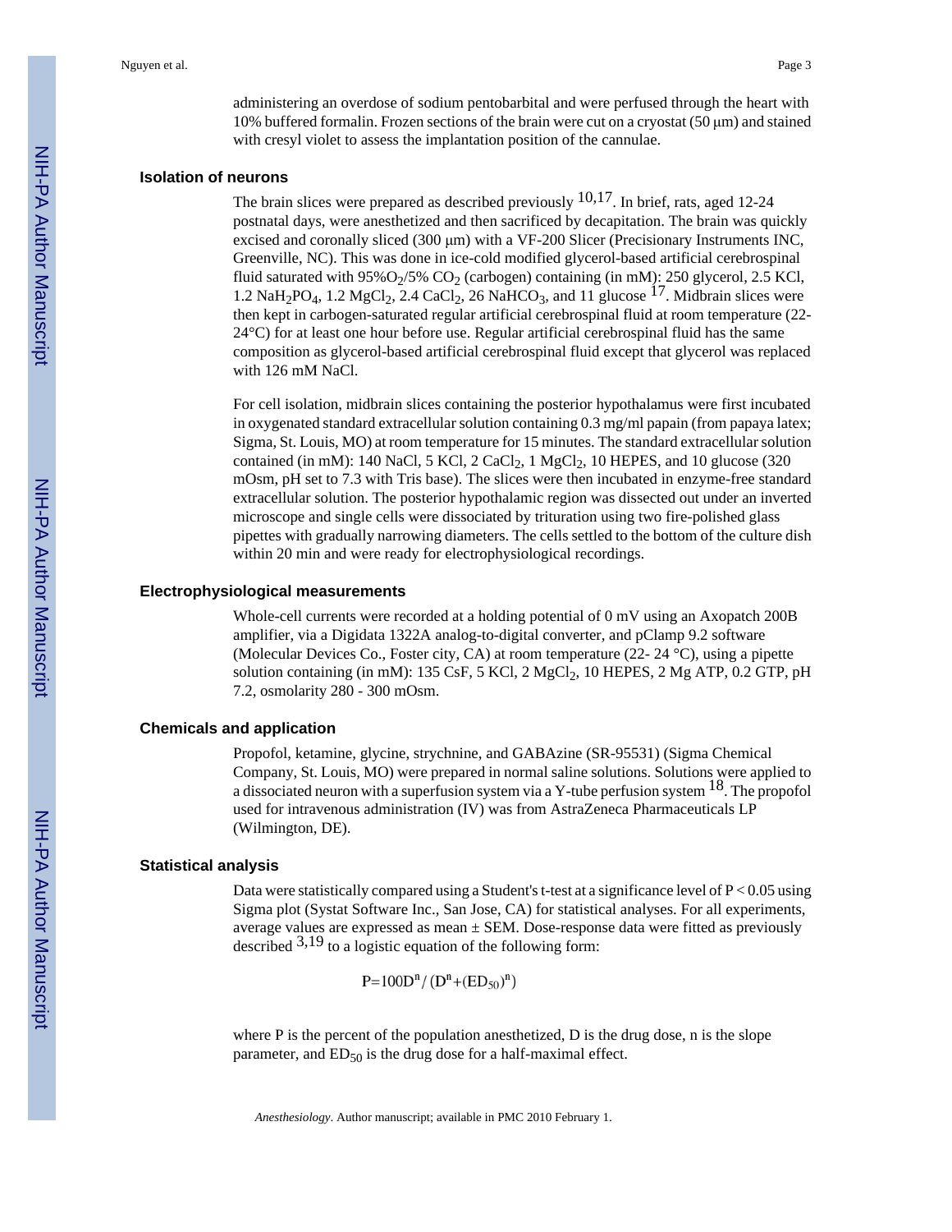administering an overdose of sodium pentobarbital and were perfused through the heart with 10% buffered formalin. Frozen sections of the brain were cut on a cryostat (50 μm) and stained with cresyl violet to assess the implantation position of the cannulae.

## Isolation of neurons

The brain slices were prepared as described previously [10,17]. In brief, rats, aged 12-24 postnatal days, were anesthetized and then sacrificed by decapitation. The brain was quickly excised and coronally sliced (300 μm) with a VF-200 Slicer (Precisionary Instruments INC, Greenville, NC). This was done in ice-cold modified glycerol-based artificial cerebrospinal fluid saturated with 95%$O_2$/5% $CO_2$ (carbogen) containing (in mM): 250 glycerol, 2.5 KCl, 1.2 $NaH_2PO_4$, 1.2 $MgCl_2$, 2.4 $CaCl_2$, 26 $NaHCO_3$, and 11 glucose [17]. Midbrain slices were then kept in carbogen-saturated regular artificial cerebrospinal fluid at room temperature (22-24°C) for at least one hour before use. Regular artificial cerebrospinal fluid has the same composition as glycerol-based artificial cerebrospinal fluid except that glycerol was replaced with 126 mM NaCl.

For cell isolation, midbrain slices containing the posterior hypothalamus were first incubated in oxygenated standard extracellular solution containing 0.3 mg/ml papain (from papaya latex; Sigma, St. Louis, MO) at room temperature for 15 minutes. The standard extracellular solution contained (in mM): 140 NaCl, 5 KCl, 2 $CaCl_2$, 1 $MgCl_2$, 10 HEPES, and 10 glucose (320 mOsm, pH set to 7.3 with Tris base). The slices were then incubated in enzyme-free standard extracellular solution. The posterior hypothalamic region was dissected out under an inverted microscope and single cells were dissociated by trituration using two fire-polished glass pipettes with gradually narrowing diameters. The cells settled to the bottom of the culture dish within 20 min and were ready for electrophysiological recordings.

## Electrophysiological measurements

Whole-cell currents were recorded at a holding potential of 0 mV using an Axopatch 200B amplifier, via a Digidata 1322A analog-to-digital converter, and pClamp 9.2 software (Molecular Devices Co., Foster city, CA) at room temperature (22- 24 °C), using a pipette solution containing (in mM): 135 CsF, 5 KCl, 2 $MgCl_2$, 10 HEPES, 2 Mg ATP, 0.2 GTP, pH 7.2, osmolarity 280 - 300 mOsm.

## Chemicals and application

Propofol, ketamine, glycine, strychnine, and GABAzine (SR-95531) (Sigma Chemical Company, St. Louis, MO) were prepared in normal saline solutions. Solutions were applied to a dissociated neuron with a superfusion system via a Y-tube perfusion system [18]. The propofol used for intravenous administration (IV) was from AstraZeneca Pharmaceuticals LP (Wilmington, DE).

## Statistical analysis

Data were statistically compared using a Student's t-test at a significance level of $P < 0.05$ using Sigma plot (Systat Software Inc., San Jose, CA) for statistical analyses. For all experiments, average values are expressed as mean ± SEM. Dose-response data were fitted as previously described [3,19] to a logistic equation of the following form:

$$P = 100D^n / (D^n + (ED_{50})^n)$$

where P is the percent of the population anesthetized, D is the drug dose, n is the slope parameter, and $ED_{50}$ is the drug dose for a half-maximal effect.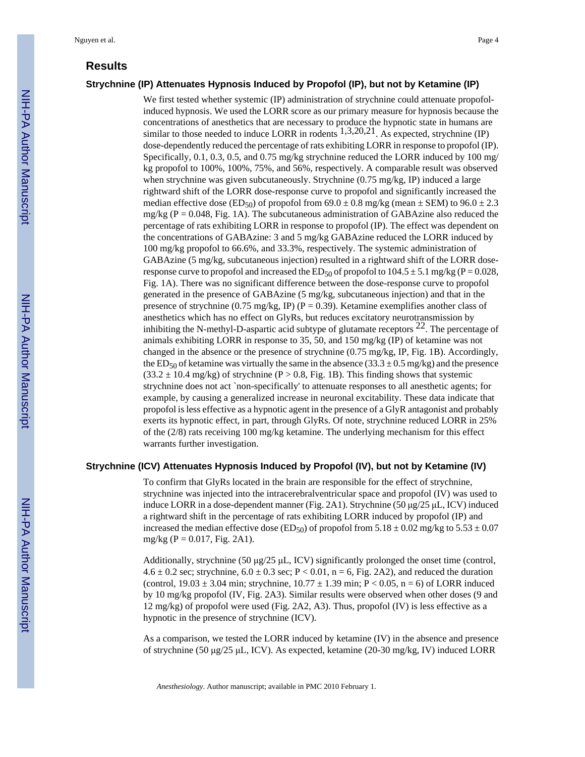## Results

### Strychnine (IP) Attenuates Hypnosis Induced by Propofol (IP), but not by Ketamine (IP)

We first tested whether systemic (IP) administration of strychnine could attenuate propofol-induced hypnosis. We used the LORR score as our primary measure for hypnosis because the concentrations of anesthetics that are necessary to produce the hypnotic state in humans are similar to those needed to induce LORR in rodents [1,3,20,21]. As expected, strychnine (IP) dose-dependently reduced the percentage of rats exhibiting LORR in response to propofol (IP). Specifically, 0.1, 0.3, 0.5, and 0.75 mg/kg strychnine reduced the LORR induced by 100 mg/kg propofol to 100%, 100%, 75%, and 56%, respectively. A comparable result was observed when strychnine was given subcutaneously. Strychnine (0.75 mg/kg, IP) induced a large rightward shift of the LORR dose-response curve to propofol and significantly increased the median effective dose ($ED_{50}$) of propofol from 69.0 ± 0.8 mg/kg (mean ± SEM) to 96.0 ± 2.3 mg/kg ($P = 0.048$, Fig. 1A). The subcutaneous administration of GABAzine also reduced the percentage of rats exhibiting LORR in response to propofol (IP). The effect was dependent on the concentrations of GABAzine: 3 and 5 mg/kg GABAzine reduced the LORR induced by 100 mg/kg propofol to 66.6%, and 33.3%, respectively. The systemic administration of GABAzine (5 mg/kg, subcutaneous injection) resulted in a rightward shift of the LORR dose-response curve to propofol and increased the $ED_{50}$ of propofol to 104.5 ± 5.1 mg/kg ($P = 0.028$, Fig. 1A). There was no significant difference between the dose-response curve to propofol generated in the presence of GABAzine (5 mg/kg, subcutaneous injection) and that in the presence of strychnine (0.75 mg/kg, IP) ($P = 0.39$). Ketamine exemplifies another class of anesthetics which has no effect on GlyRs, but reduces excitatory neurotransmission by inhibiting the N-methyl-D-aspartic acid subtype of glutamate receptors [22]. The percentage of animals exhibiting LORR in response to 35, 50, and 150 mg/kg (IP) of ketamine was not changed in the absence or the presence of strychnine (0.75 mg/kg, IP, Fig. 1B). Accordingly, the $ED_{50}$ of ketamine was virtually the same in the absence (33.3 ± 0.5 mg/kg) and the presence (33.2 ± 10.4 mg/kg) of strychnine ($P > 0.8$, Fig. 1B). This finding shows that systemic strychnine does not act `non-specifically' to attenuate responses to all anesthetic agents; for example, by causing a generalized increase in neuronal excitability. These data indicate that propofol is less effective as a hypnotic agent in the presence of a GlyR antagonist and probably exerts its hypnotic effect, in part, through GlyRs. Of note, strychnine reduced LORR in 25% of the (2/8) rats receiving 100 mg/kg ketamine. The underlying mechanism for this effect warrants further investigation.

### Strychnine (ICV) Attenuates Hypnosis Induced by Propofol (IV), but not by Ketamine (IV)

To confirm that GlyRs located in the brain are responsible for the effect of strychnine, strychnine was injected into the intracerebralventricular space and propofol (IV) was used to induce LORR in a dose-dependent manner (Fig. 2A1). Strychnine (50 μg/25 μL, ICV) induced a rightward shift in the percentage of rats exhibiting LORR induced by propofol (IP) and increased the median effective dose ($ED_{50}$) of propofol from 5.18 ± 0.02 mg/kg to 5.53 ± 0.07 mg/kg ($P = 0.017$, Fig. 2A1).

Additionally, strychnine (50 μg/25 μL, ICV) significantly prolonged the onset time (control, 4.6 ± 0.2 sec; strychnine, 6.0 ± 0.3 sec; $P < 0.01$, $n = 6$, Fig. 2A2), and reduced the duration (control, 19.03 ± 3.04 min; strychnine, 10.77 ± 1.39 min; $P < 0.05$, $n = 6$) of LORR induced by 10 mg/kg propofol (IV, Fig. 2A3). Similar results were observed when other doses (9 and 12 mg/kg) of propofol were used (Fig. 2A2, A3). Thus, propofol (IV) is less effective as a hypnotic in the presence of strychnine (ICV).

As a comparison, we tested the LORR induced by ketamine (IV) in the absence and presence of strychnine (50 μg/25 μL, ICV). As expected, ketamine (20-30 mg/kg, IV) induced LORR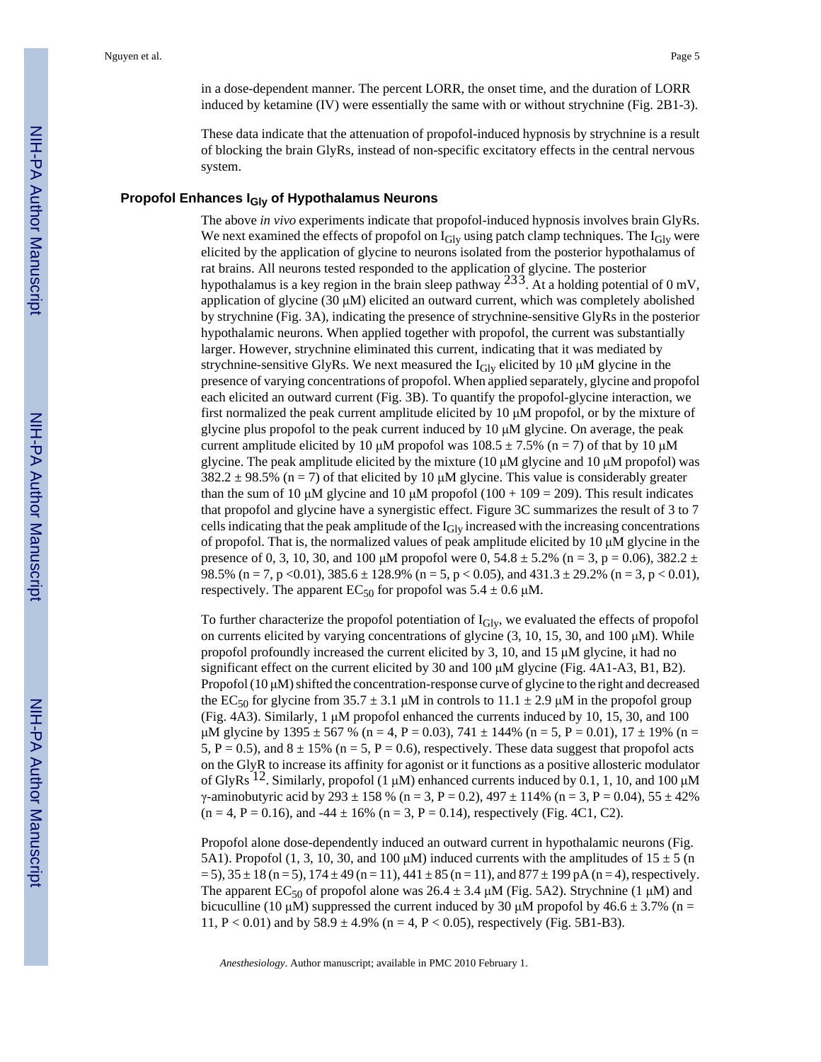in a dose-dependent manner. The percent LORR, the onset time, and the duration of LORR induced by ketamine (IV) were essentially the same with or without strychnine (Fig. 2B1-3).

These data indicate that the attenuation of propofol-induced hypnosis by strychnine is a result of blocking the brain GlyRs, instead of non-specific excitatory effects in the central nervous system.

## Propofol Enhances $I_{Gly}$ of Hypothalamus Neurons

The above *in vivo* experiments indicate that propofol-induced hypnosis involves brain GlyRs. We next examined the effects of propofol on $I_{Gly}$ using patch clamp techniques. The $I_{Gly}$ were elicited by the application of glycine to neurons isolated from the posterior hypothalamus of rat brains. All neurons tested responded to the application of glycine. The posterior hypothalamus is a key region in the brain sleep pathway [2,33]. At a holding potential of 0 mV, application of glycine (30 μM) elicited an outward current, which was completely abolished by strychnine (Fig. 3A), indicating the presence of strychnine-sensitive GlyRs in the posterior hypothalamic neurons. When applied together with propofol, the current was substantially larger. However, strychnine eliminated this current, indicating that it was mediated by strychnine-sensitive GlyRs. We next measured the $I_{Gly}$ elicited by 10 μM glycine in the presence of varying concentrations of propofol. When applied separately, glycine and propofol each elicited an outward current (Fig. 3B). To quantify the propofol-glycine interaction, we first normalized the peak current amplitude elicited by 10 μM propofol, or by the mixture of glycine plus propofol to the peak current induced by 10 μM glycine. On average, the peak current amplitude elicited by 10 μM propofol was 108.5 ± 7.5% (n = 7) of that by 10 μM glycine. The peak amplitude elicited by the mixture (10 μM glycine and 10 μM propofol) was 382.2 ± 98.5% (n = 7) of that elicited by 10 μM glycine. This value is considerably greater than the sum of 10 μM glycine and 10 μM propofol (100 + 109 = 209). This result indicates that propofol and glycine have a synergistic effect. Figure 3C summarizes the result of 3 to 7 cells indicating that the peak amplitude of the $I_{Gly}$ increased with the increasing concentrations of propofol. That is, the normalized values of peak amplitude elicited by 10 μM glycine in the presence of 0, 3, 10, 30, and 100 μM propofol were 0, 54.8 ± 5.2% (n = 3, p = 0.06), 382.2 ± 98.5% (n = 7, p <0.01), 385.6 ± 128.9% (n = 5, p < 0.05), and 431.3 ± 29.2% (n = 3, p < 0.01), respectively. The apparent $EC_{50}$ for propofol was 5.4 ± 0.6 μM.

To further characterize the propofol potentiation of $I_{Gly}$, we evaluated the effects of propofol on currents elicited by varying concentrations of glycine (3, 10, 15, 30, and 100 μM). While propofol profoundly increased the current elicited by 3, 10, and 15 μM glycine, it had no significant effect on the current elicited by 30 and 100 μM glycine (Fig. 4A1-A3, B1, B2). Propofol (10 μM) shifted the concentration-response curve of glycine to the right and decreased the $EC_{50}$ for glycine from 35.7 ± 3.1 μM in controls to 11.1 ± 2.9 μM in the propofol group (Fig. 4A3). Similarly, 1 μM propofol enhanced the currents induced by 10, 15, 30, and 100 μM glycine by 1395 ± 567 % (n = 4, P = 0.03), 741 ± 144% (n = 5, P = 0.01), 17 ± 19% (n = 5, P = 0.5), and 8 ± 15% (n = 5, P = 0.6), respectively. These data suggest that propofol acts on the GlyR to increase its affinity for agonist or it functions as a positive allosteric modulator of GlyRs [12]. Similarly, propofol (1 μM) enhanced currents induced by 0.1, 1, 10, and 100 μM γ-aminobutyric acid by 293 ± 158 % (n = 3, P = 0.2), 497 ± 114% (n = 3, P = 0.04), 55 ± 42% (n = 4, P = 0.16), and -44 ± 16% (n = 3, P = 0.14), respectively (Fig. 4C1, C2).

Propofol alone dose-dependently induced an outward current in hypothalamic neurons (Fig. 5A1). Propofol (1, 3, 10, 30, and 100 μM) induced currents with the amplitudes of 15 ± 5 (n = 5), 35 ± 18 (n = 5), 174 ± 49 (n = 11), 441 ± 85 (n = 11), and 877 ± 199 pA (n = 4), respectively. The apparent $EC_{50}$ of propofol alone was 26.4 ± 3.4 μM (Fig. 5A2). Strychnine (1 μM) and bicuculline (10 μM) suppressed the current induced by 30 μM propofol by 46.6 ± 3.7% (n = 11, P < 0.01) and by 58.9 ± 4.9% (n = 4, P < 0.05), respectively (Fig. 5B1-B3).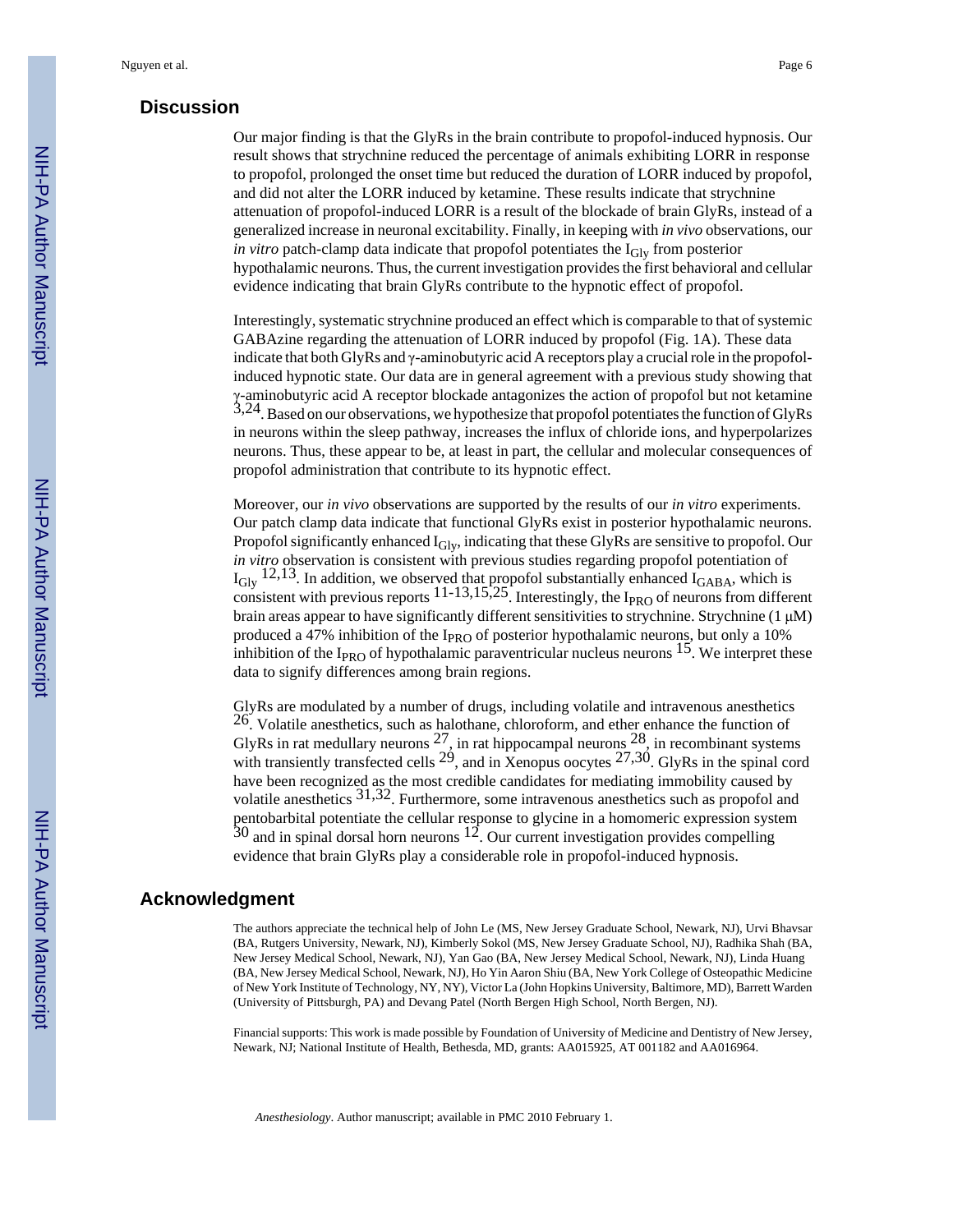## Discussion

Our major finding is that the GlyRs in the brain contribute to propofol-induced hypnosis. Our result shows that strychnine reduced the percentage of animals exhibiting LORR in response to propofol, prolonged the onset time but reduced the duration of LORR induced by propofol, and did not alter the LORR induced by ketamine. These results indicate that strychnine attenuation of propofol-induced LORR is a result of the blockade of brain GlyRs, instead of a generalized increase in neuronal excitability. Finally, in keeping with *in vivo* observations, our *in vitro* patch-clamp data indicate that propofol potentiates the $I_{Gly}$ from posterior hypothalamic neurons. Thus, the current investigation provides the first behavioral and cellular evidence indicating that brain GlyRs contribute to the hypnotic effect of propofol.

Interestingly, systematic strychnine produced an effect which is comparable to that of systemic GABAzine regarding the attenuation of LORR induced by propofol (Fig. 1A). These data indicate that both GlyRs and γ-aminobutyric acid A receptors play a crucial role in the propofol-induced hypnotic state. Our data are in general agreement with a previous study showing that γ-aminobutyric acid A receptor blockade antagonizes the action of propofol but not ketamine [3,24]. Based on our observations, we hypothesize that propofol potentiates the function of GlyRs in neurons within the sleep pathway, increases the influx of chloride ions, and hyperpolarizes neurons. Thus, these appear to be, at least in part, the cellular and molecular consequences of propofol administration that contribute to its hypnotic effect.

Moreover, our *in vivo* observations are supported by the results of our *in vitro* experiments. Our patch clamp data indicate that functional GlyRs exist in posterior hypothalamic neurons. Propofol significantly enhanced $I_{Gly}$, indicating that these GlyRs are sensitive to propofol. Our *in vitro* observation is consistent with previous studies regarding propofol potentiation of $I_{Gly}$ [12,13]. In addition, we observed that propofol substantially enhanced $I_{GABA}$, which is consistent with previous reports [11-13,15,25]. Interestingly, the $I_{PRO}$ of neurons from different brain areas appear to have significantly different sensitivities to strychnine. Strychnine (1 μM) produced a 47% inhibition of the $I_{PRO}$ of posterior hypothalamic neurons, but only a 10% inhibition of the $I_{PRO}$ of hypothalamic paraventricular nucleus neurons [15]. We interpret these data to signify differences among brain regions.

GlyRs are modulated by a number of drugs, including volatile and intravenous anesthetics [26]. Volatile anesthetics, such as halothane, chloroform, and ether enhance the function of GlyRs in rat medullary neurons [27], in rat hippocampal neurons [28], in recombinant systems with transiently transfected cells [29], and in Xenopus oocytes [27,30]. GlyRs in the spinal cord have been recognized as the most credible candidates for mediating immobility caused by volatile anesthetics [31,32]. Furthermore, some intravenous anesthetics such as propofol and pentobarbital potentiate the cellular response to glycine in a homomeric expression system [30] and in spinal dorsal horn neurons [12]. Our current investigation provides compelling evidence that brain GlyRs play a considerable role in propofol-induced hypnosis.

## Acknowledgment

The authors appreciate the technical help of John Le (MS, New Jersey Graduate School, Newark, NJ), Urvi Bhavsar (BA, Rutgers University, Newark, NJ), Kimberly Sokol (MS, New Jersey Graduate School, NJ), Radhika Shah (BA, New Jersey Medical School, Newark, NJ), Yan Gao (BA, New Jersey Medical School, Newark, NJ), Linda Huang (BA, New Jersey Medical School, Newark, NJ), Ho Yin Aaron Shiu (BA, New York College of Osteopathic Medicine of New York Institute of Technology, NY, NY), Victor La (John Hopkins University, Baltimore, MD), Barrett Warden (University of Pittsburgh, PA) and Devang Patel (North Bergen High School, North Bergen, NJ).

Financial supports: This work is made possible by Foundation of University of Medicine and Dentistry of New Jersey, Newark, NJ; National Institute of Health, Bethesda, MD, grants: AA015925, AT 001182 and AA016964.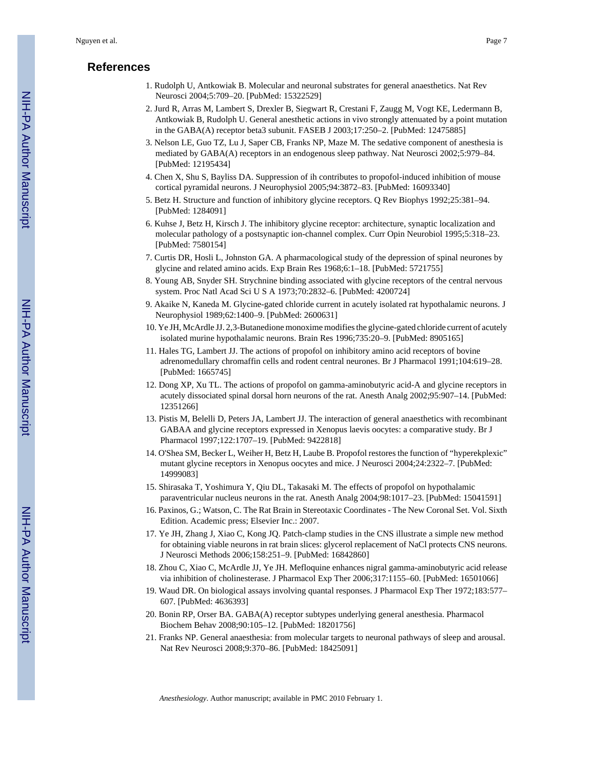## References

1. Rudolph U, Antkowiak B. Molecular and neuronal substrates for general anaesthetics. Nat Rev Neurosci 2004;5:709–20. [PubMed: 15322529]
2. Jurd R, Arras M, Lambert S, Drexler B, Siegwart R, Crestani F, Zaugg M, Vogt KE, Ledermann B, Antkowiak B, Rudolph U. General anesthetic actions in vivo strongly attenuated by a point mutation in the GABA(A) receptor beta3 subunit. FASEB J 2003;17:250–2. [PubMed: 12475885]
3. Nelson LE, Guo TZ, Lu J, Saper CB, Franks NP, Maze M. The sedative component of anesthesia is mediated by GABA(A) receptors in an endogenous sleep pathway. Nat Neurosci 2002;5:979–84. [PubMed: 12195434]
4. Chen X, Shu S, Bayliss DA. Suppression of ih contributes to propofol-induced inhibition of mouse cortical pyramidal neurons. J Neurophysiol 2005;94:3872–83. [PubMed: 16093340]
5. Betz H. Structure and function of inhibitory glycine receptors. Q Rev Biophys 1992;25:381–94. [PubMed: 1284091]
6. Kuhse J, Betz H, Kirsch J. The inhibitory glycine receptor: architecture, synaptic localization and molecular pathology of a postsynaptic ion-channel complex. Curr Opin Neurobiol 1995;5:318–23. [PubMed: 7580154]
7. Curtis DR, Hosli L, Johnston GA. A pharmacological study of the depression of spinal neurones by glycine and related amino acids. Exp Brain Res 1968;6:1–18. [PubMed: 5721755]
8. Young AB, Snyder SH. Strychnine binding associated with glycine receptors of the central nervous system. Proc Natl Acad Sci U S A 1973;70:2832–6. [PubMed: 4200724]
9. Akaike N, Kaneda M. Glycine-gated chloride current in acutely isolated rat hypothalamic neurons. J Neurophysiol 1989;62:1400–9. [PubMed: 2600631]
10. Ye JH, McArdle JJ. 2,3-Butanedione monoxime modifies the glycine-gated chloride current of acutely isolated murine hypothalamic neurons. Brain Res 1996;735:20–9. [PubMed: 8905165]
11. Hales TG, Lambert JJ. The actions of propofol on inhibitory amino acid receptors of bovine adrenomedullary chromaffin cells and rodent central neurones. Br J Pharmacol 1991;104:619–28. [PubMed: 1665745]
12. Dong XP, Xu TL. The actions of propofol on gamma-aminobutyric acid-A and glycine receptors in acutely dissociated spinal dorsal horn neurons of the rat. Anesth Analg 2002;95:907–14. [PubMed: 12351266]
13. Pistis M, Belelli D, Peters JA, Lambert JJ. The interaction of general anaesthetics with recombinant GABAA and glycine receptors expressed in Xenopus laevis oocytes: a comparative study. Br J Pharmacol 1997;122:1707–19. [PubMed: 9422818]
14. O'Shea SM, Becker L, Weiher H, Betz H, Laube B. Propofol restores the function of "hyperekplexic" mutant glycine receptors in Xenopus oocytes and mice. J Neurosci 2004;24:2322–7. [PubMed: 14999083]
15. Shirasaka T, Yoshimura Y, Qiu DL, Takasaki M. The effects of propofol on hypothalamic paraventricular nucleus neurons in the rat. Anesth Analg 2004;98:1017–23. [PubMed: 15041591]
16. Paxinos, G.; Watson, C. The Rat Brain in Stereotaxic Coordinates - The New Coronal Set. Vol. Sixth Edition. Academic press; Elsevier Inc.: 2007.
17. Ye JH, Zhang J, Xiao C, Kong JQ. Patch-clamp studies in the CNS illustrate a simple new method for obtaining viable neurons in rat brain slices: glycerol replacement of NaCl protects CNS neurons. J Neurosci Methods 2006;158:251–9. [PubMed: 16842860]
18. Zhou C, Xiao C, McArdle JJ, Ye JH. Mefloquine enhances nigral gamma-aminobutyric acid release via inhibition of cholinesterase. J Pharmacol Exp Ther 2006;317:1155–60. [PubMed: 16501066]
19. Waud DR. On biological assays involving quantal responses. J Pharmacol Exp Ther 1972;183:577–607. [PubMed: 4636393]
20. Bonin RP, Orser BA. GABA(A) receptor subtypes underlying general anesthesia. Pharmacol Biochem Behav 2008;90:105–12. [PubMed: 18201756]
21. Franks NP. General anaesthesia: from molecular targets to neuronal pathways of sleep and arousal. Nat Rev Neurosci 2008;9:370–86. [PubMed: 18425091]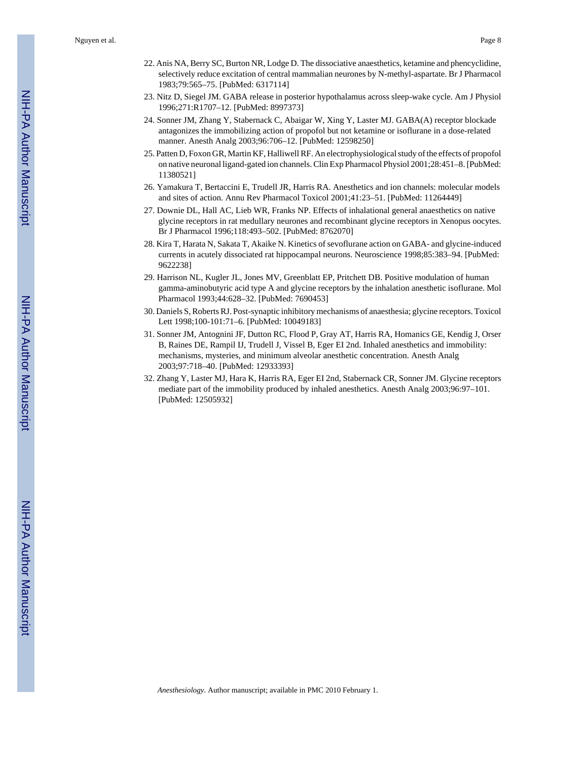22. Anis NA, Berry SC, Burton NR, Lodge D. The dissociative anaesthetics, ketamine and phencyclidine, selectively reduce excitation of central mammalian neurones by N-methyl-aspartate. Br J Pharmacol 1983;79:565–75. [PubMed: 6317114]
23. Nitz D, Siegel JM. GABA release in posterior hypothalamus across sleep-wake cycle. Am J Physiol 1996;271:R1707–12. [PubMed: 8997373]
24. Sonner JM, Zhang Y, Stabernack C, Abaigar W, Xing Y, Laster MJ. GABA(A) receptor blockade antagonizes the immobilizing action of propofol but not ketamine or isoflurane in a dose-related manner. Anesth Analg 2003;96:706–12. [PubMed: 12598250]
25. Patten D, Foxon GR, Martin KF, Halliwell RF. An electrophysiological study of the effects of propofol on native neuronal ligand-gated ion channels. Clin Exp Pharmacol Physiol 2001;28:451–8. [PubMed: 11380521]
26. Yamakura T, Bertaccini E, Trudell JR, Harris RA. Anesthetics and ion channels: molecular models and sites of action. Annu Rev Pharmacol Toxicol 2001;41:23–51. [PubMed: 11264449]
27. Downie DL, Hall AC, Lieb WR, Franks NP. Effects of inhalational general anaesthetics on native glycine receptors in rat medullary neurones and recombinant glycine receptors in Xenopus oocytes. Br J Pharmacol 1996;118:493–502. [PubMed: 8762070]
28. Kira T, Harata N, Sakata T, Akaike N. Kinetics of sevoflurane action on GABA- and glycine-induced currents in acutely dissociated rat hippocampal neurons. Neuroscience 1998;85:383–94. [PubMed: 9622238]
29. Harrison NL, Kugler JL, Jones MV, Greenblatt EP, Pritchett DB. Positive modulation of human gamma-aminobutyric acid type A and glycine receptors by the inhalation anesthetic isoflurane. Mol Pharmacol 1993;44:628–32. [PubMed: 7690453]
30. Daniels S, Roberts RJ. Post-synaptic inhibitory mechanisms of anaesthesia; glycine receptors. Toxicol Lett 1998;100-101:71–6. [PubMed: 10049183]
31. Sonner JM, Antognini JF, Dutton RC, Flood P, Gray AT, Harris RA, Homanics GE, Kendig J, Orser B, Raines DE, Rampil IJ, Trudell J, Vissel B, Eger EI 2nd. Inhaled anesthetics and immobility: mechanisms, mysteries, and minimum alveolar anesthetic concentration. Anesth Analg 2003;97:718–40. [PubMed: 12933393]
32. Zhang Y, Laster MJ, Hara K, Harris RA, Eger EI 2nd, Stabernack CR, Sonner JM. Glycine receptors mediate part of the immobility produced by inhaled anesthetics. Anesth Analg 2003;96:97–101. [PubMed: 12505932]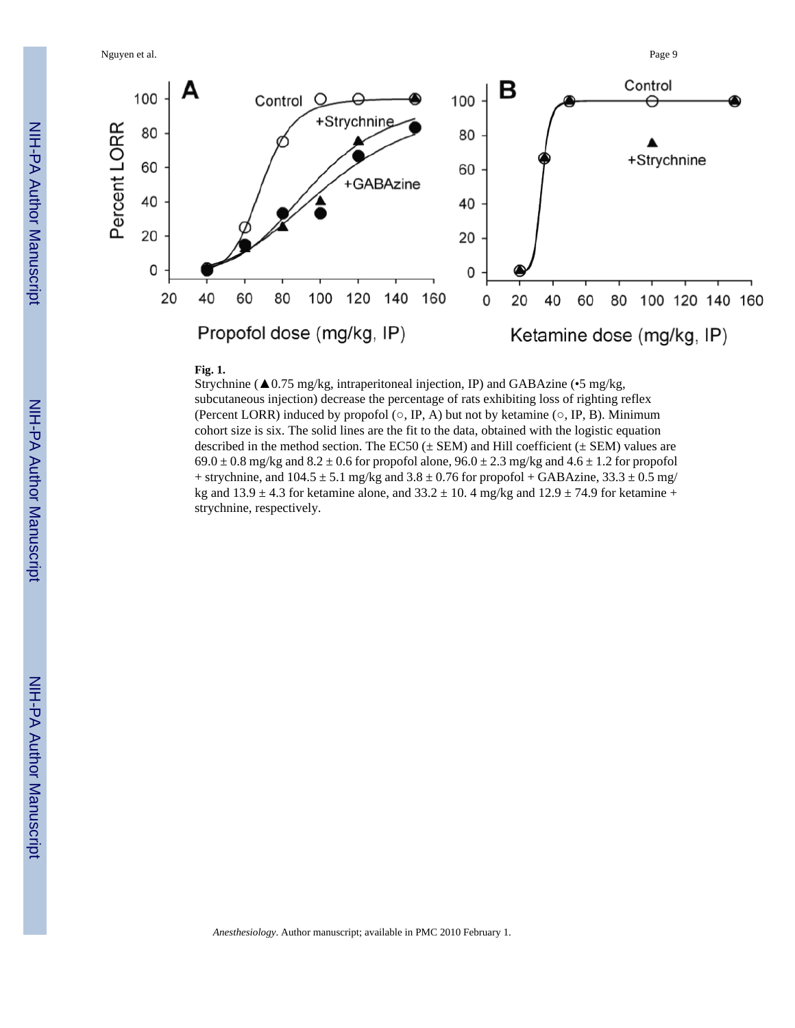**Fig. 1.**

Strychnine (▲0.75 mg/kg, intraperitoneal injection, IP) and GABAzine (•5 mg/kg, subcutaneous injection) decrease the percentage of rats exhibiting loss of righting reflex (Percent LORR) induced by propofol (○, IP, A) but not by ketamine (○, IP, B). Minimum cohort size is six. The solid lines are the fit to the data, obtained with the logistic equation described in the method section. The EC50 (± SEM) and Hill coefficient (± SEM) values are 69.0 ± 0.8 mg/kg and 8.2 ± 0.6 for propofol alone, 96.0 ± 2.3 mg/kg and 4.6 ± 1.2 for propofol + strychnine, and 104.5 ± 5.1 mg/kg and 3.8 ± 0.76 for propofol + GABAzine, 33.3 ± 0.5 mg/kg and 13.9 ± 4.3 for ketamine alone, and 33.2 ± 10. 4 mg/kg and 12.9 ± 74.9 for ketamine + strychnine, respectively.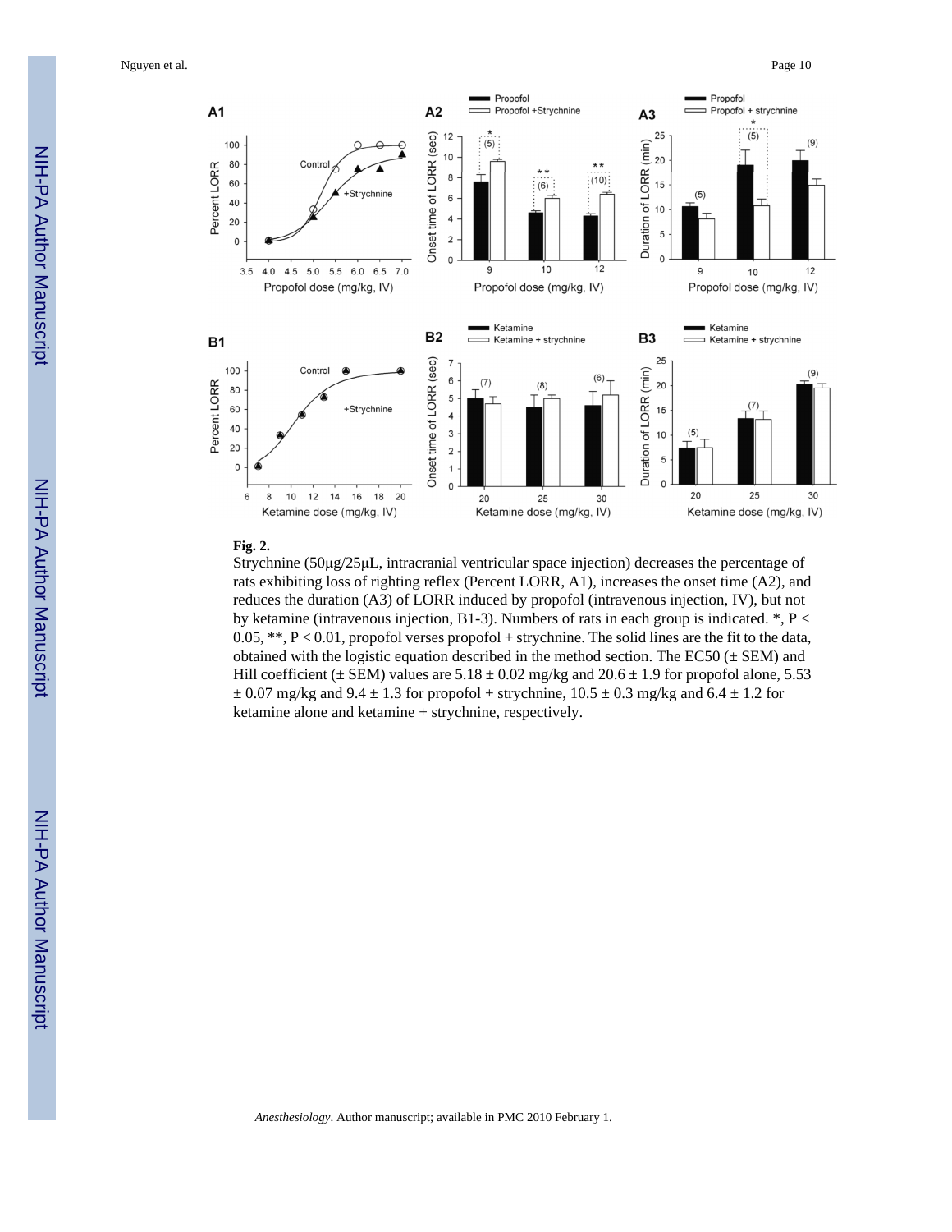**Fig. 2.**

Strychnine (50μg/25μL, intracranial ventricular space injection) decreases the percentage of rats exhibiting loss of righting reflex (Percent LORR, A1), increases the onset time (A2), and reduces the duration (A3) of LORR induced by propofol (intravenous injection, IV), but not by ketamine (intravenous injection, B1-3). Numbers of rats in each group is indicated. *, $P < 0.05$, **, $P < 0.01$, propofol verses propofol + strychnine. The solid lines are the fit to the data, obtained with the logistic equation described in the method section. The EC50 (± SEM) and Hill coefficient (± SEM) values are 5.18 ± 0.02 mg/kg and 20.6 ± 1.9 for propofol alone, 5.53 ± 0.07 mg/kg and 9.4 ± 1.3 for propofol + strychnine, 10.5 ± 0.3 mg/kg and 6.4 ± 1.2 for ketamine alone and ketamine + strychnine, respectively.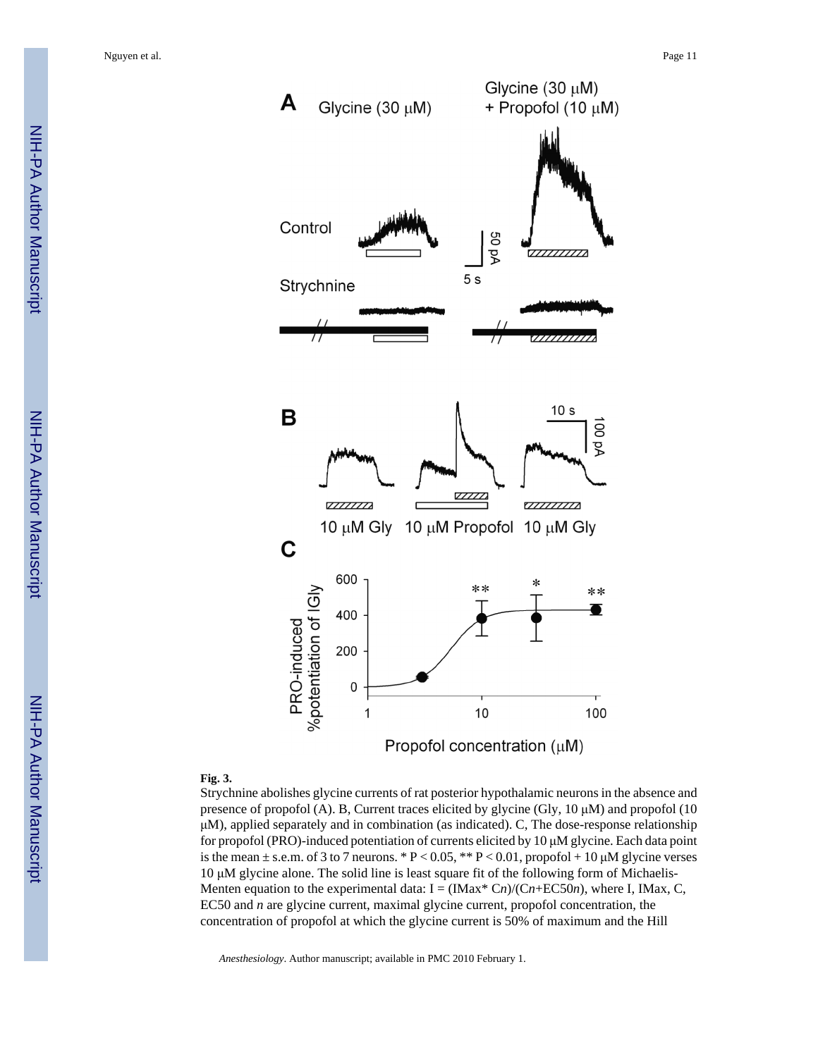**Fig. 3.**

Strychnine abolishes glycine currents of rat posterior hypothalamic neurons in the absence and presence of propofol (A). B, Current traces elicited by glycine (Gly, 10 μM) and propofol (10 μM), applied separately and in combination (as indicated). C, The dose-response relationship for propofol (PRO)-induced potentiation of currents elicited by 10 μM glycine. Each data point is the mean ± s.e.m. of 3 to 7 neurons. * $P < 0.05$, ** $P < 0.01$, propofol + 10 μM glycine verses 10 μM glycine alone. The solid line is least square fit of the following form of Michaelis-Menten equation to the experimental data: $I = (IMax * C^n)/(C^n + EC50^n)$, where I, IMax, C, EC50 and *n* are glycine current, maximal glycine current, propofol concentration, the concentration of propofol at which the glycine current is 50% of maximum and the Hill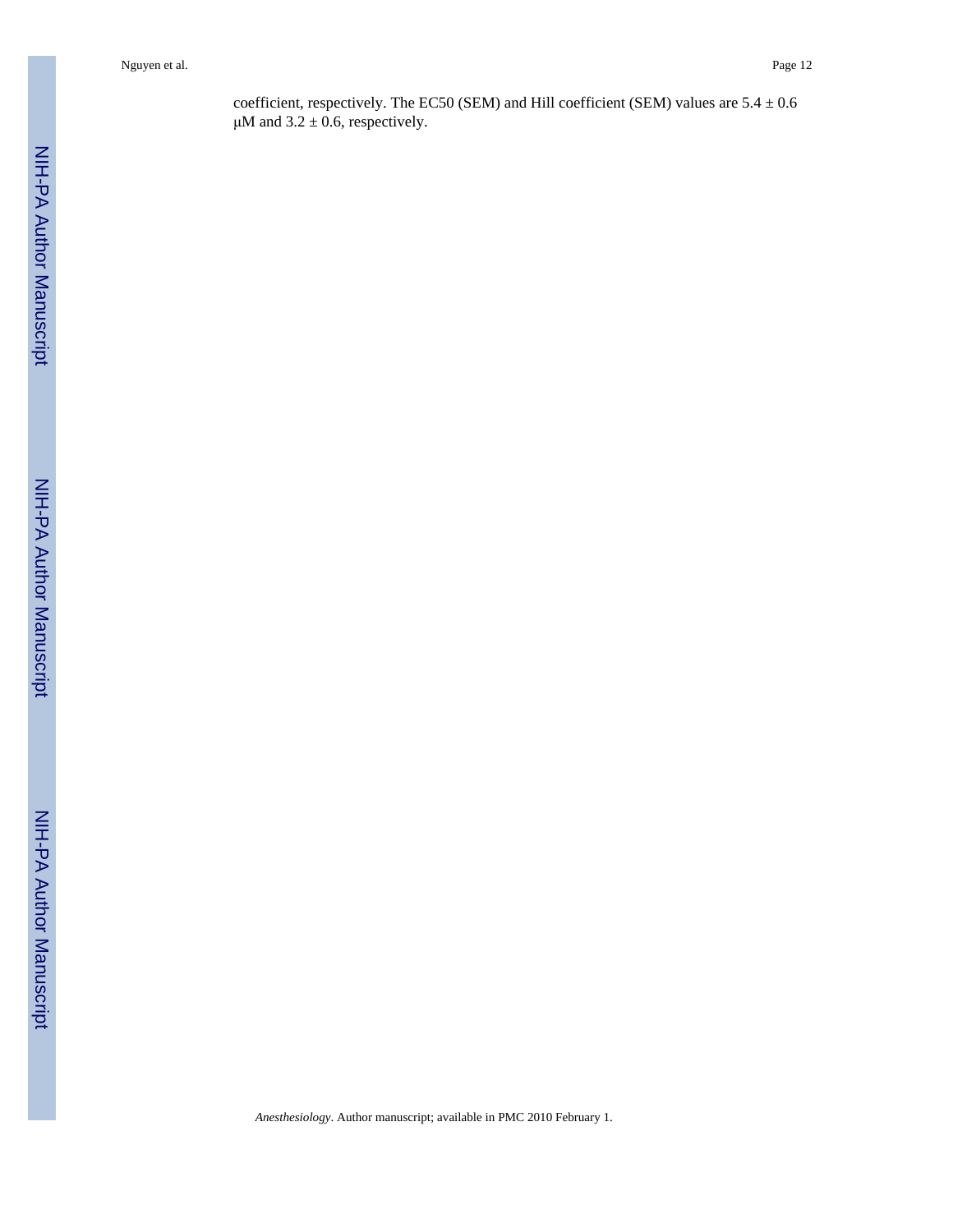coefficient, respectively. The EC50 (SEM) and Hill coefficient (SEM) values are $5.4 \pm 0.6$ μM and $3.2 \pm 0.6$, respectively.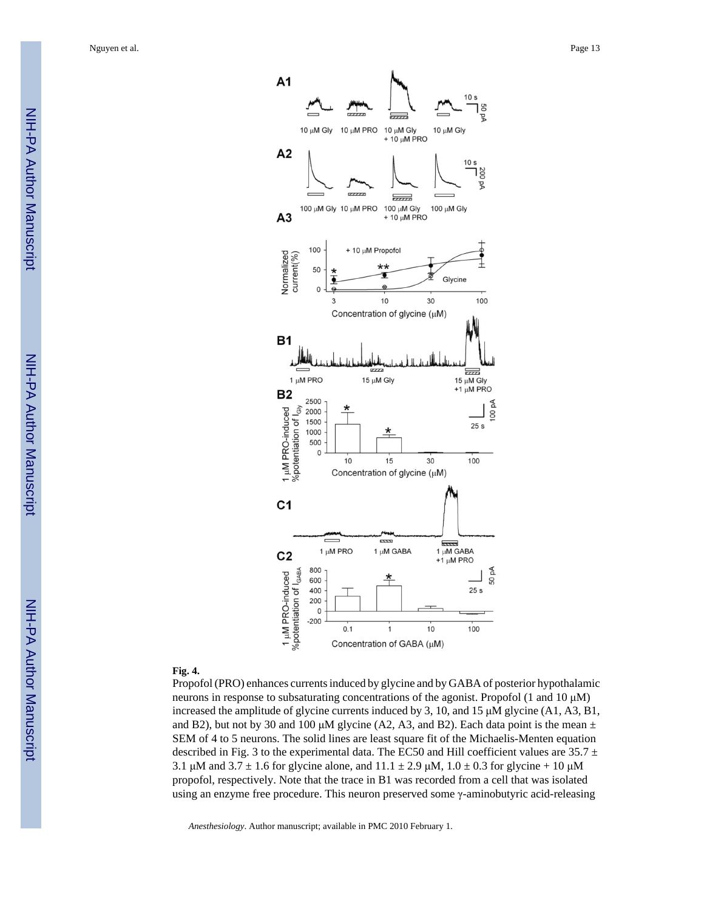**Fig. 4.**

Propofol (PRO) enhances currents induced by glycine and by GABA of posterior hypothalamic neurons in response to subsaturating concentrations of the agonist. Propofol (1 and 10 μM) increased the amplitude of glycine currents induced by 3, 10, and 15 μM glycine (A1, A3, B1, and B2), but not by 30 and 100 μM glycine (A2, A3, and B2). Each data point is the mean ± SEM of 4 to 5 neurons. The solid lines are least square fit of the Michaelis-Menten equation described in Fig. 3 to the experimental data. The EC50 and Hill coefficient values are 35.7 ± 3.1 μM and 3.7 ± 1.6 for glycine alone, and 11.1 ± 2.9 μM, 1.0 ± 0.3 for glycine + 10 μM propofol, respectively. Note that the trace in B1 was recorded from a cell that was isolated using an enzyme free procedure. This neuron preserved some γ-aminobutyric acid-releasing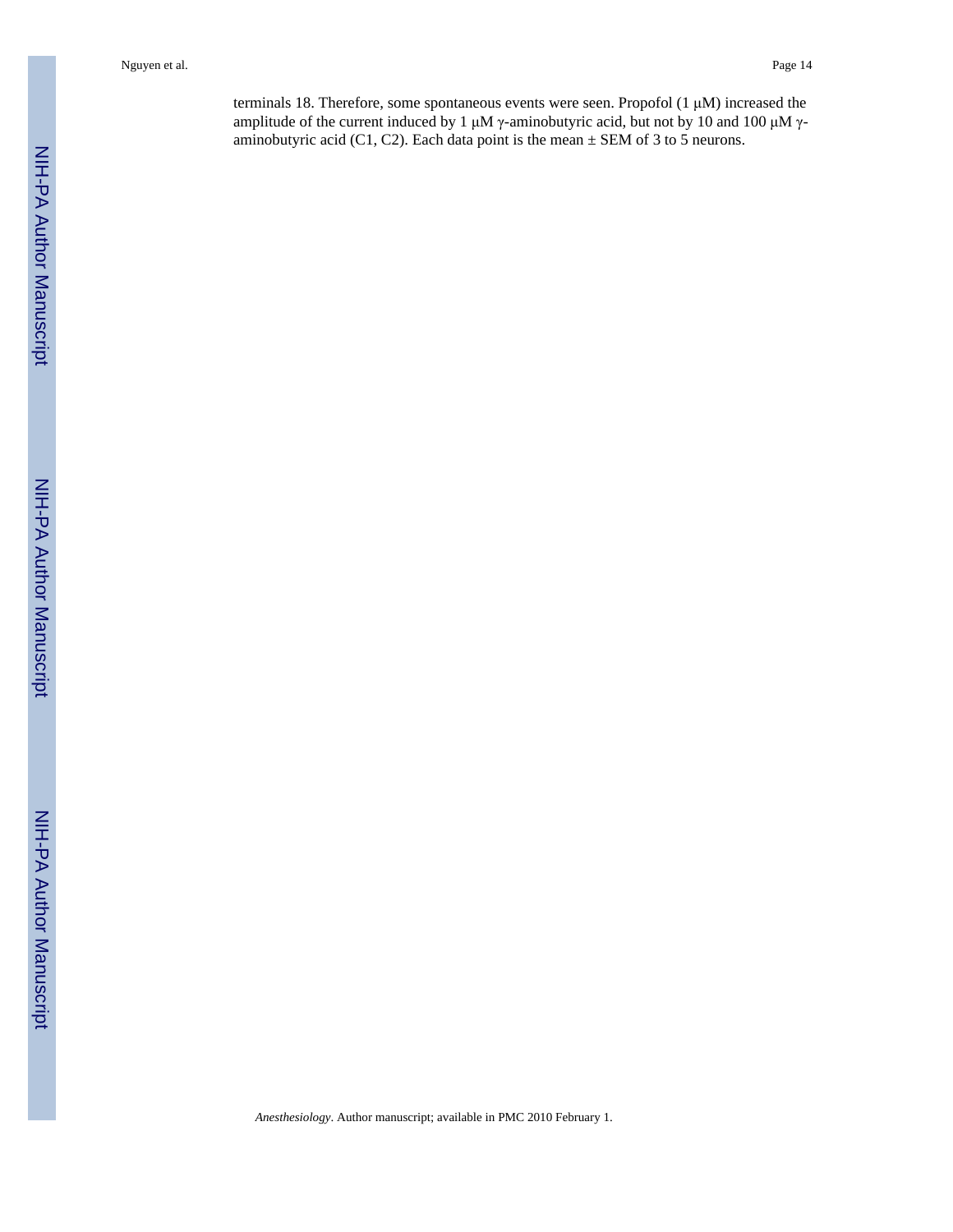terminals 18. Therefore, some spontaneous events were seen. Propofol (1 μM) increased the amplitude of the current induced by 1 μM γ-aminobutyric acid, but not by 10 and 100 μM γ-aminobutyric acid (C1, C2). Each data point is the mean ± SEM of 3 to 5 neurons.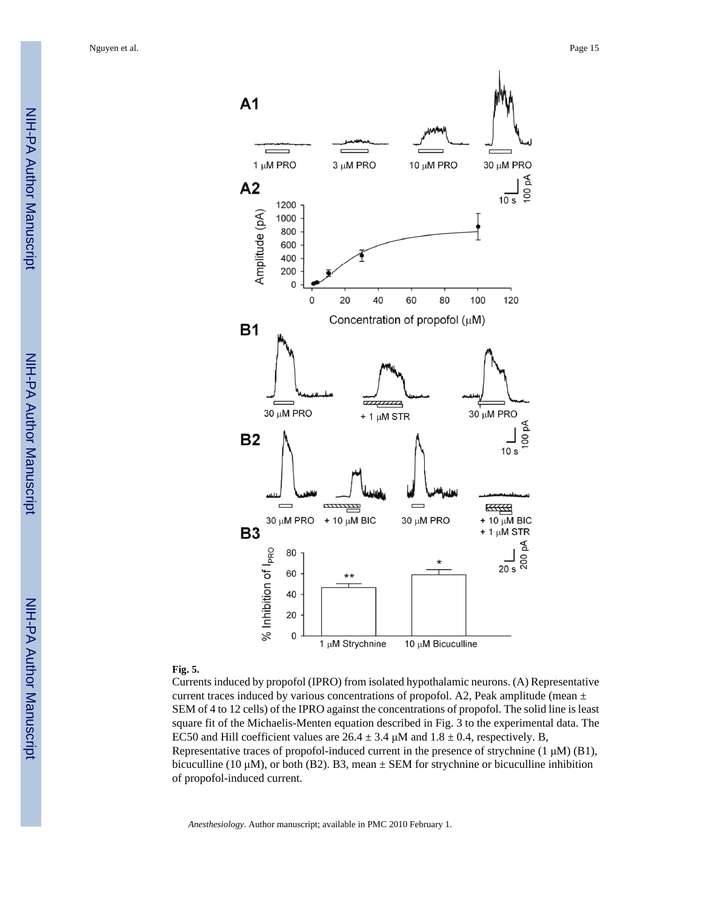A1

1 μM PRO 3 μM PRO 10 μM PRO 30 μM PRO

A2

10 s 100 pA

Amplitude (pA)

1200
1000
800
600
400
200
0

0 20 40 60 80 100 120

Concentration of propofol (μM)

B1

30 μM PRO + 1 μM STR 30 μM PRO

10 s 100 pA

B2

30 μM PRO + 10 μM BIC 30 μM PRO + 10 μM BIC + 1 μM STR

B3

% Inhibition of $I_{PRO}$

80
60
40
20
0

**
*

1 μM Strychnine 10 μM Bicuculline

20 s 200 pA

**Fig. 5.**

Currents induced by propofol (IPRO) from isolated hypothalamic neurons. (A) Representative current traces induced by various concentrations of propofol. A2, Peak amplitude (mean ± SEM of 4 to 12 cells) of the IPRO against the concentrations of propofol. The solid line is least square fit of the Michaelis-Menten equation described in Fig. 3 to the experimental data. The EC50 and Hill coefficient values are 26.4 ± 3.4 μM and 1.8 ± 0.4, respectively. B, Representative traces of propofol-induced current in the presence of strychnine (1 μM) (B1), bicuculline (10 μM), or both (B2). B3, mean ± SEM for strychnine or bicuculline inhibition of propofol-induced current.